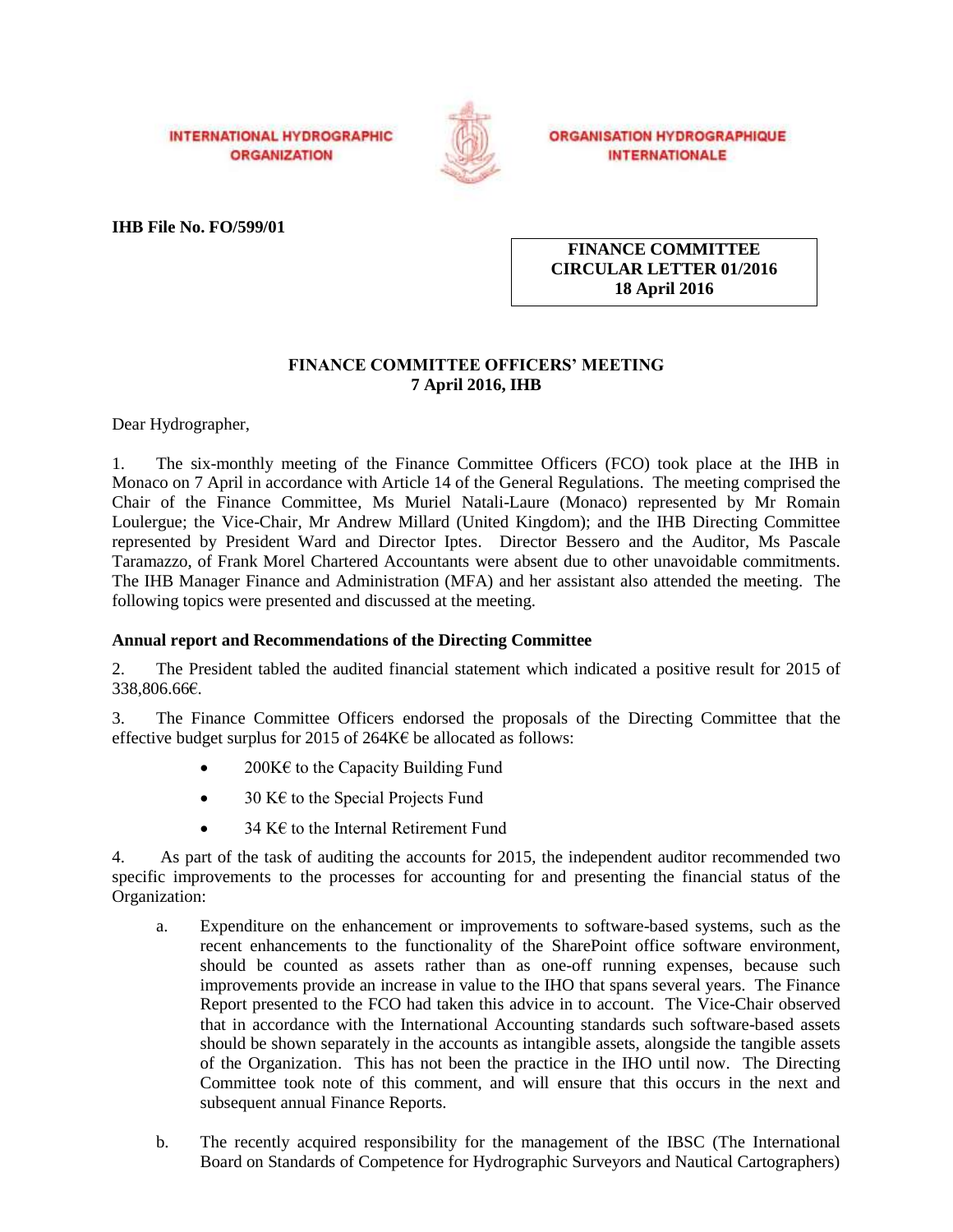INTERNATIONAL HYDROGRAPHIC ORGANIZATION

ORGANISATION HYDROGRAPHIQUE INTERNATIONALE

**IHB File No. FO/599/01**

**FINANCE COMMITTEE CIRCULAR LETTER 01/2016 18 April 2016**

## FINANCE COMMITTEE OFFICERS' MEETING 7 April 2016, IHB

Dear Hydrographer,

1. The six-monthly meeting of the Finance Committee Officers (FCO) took place at the IHB in Monaco on 7 April in accordance with Article 14 of the General Regulations. The meeting comprised the Chair of the Finance Committee, Ms Muriel Natali-Laure (Monaco) represented by Mr Romain Loulergue; the Vice-Chair, Mr Andrew Millard (United Kingdom); and the IHB Directing Committee represented by President Ward and Director Iptes. Director Bessero and the Auditor, Ms Pascale Taramazzo, of Frank Morel Chartered Accountants were absent due to other unavoidable commitments. The IHB Manager Finance and Administration (MFA) and her assistant also attended the meeting. The following topics were presented and discussed at the meeting.

### Annual report and Recommendations of the Directing Committee

2. The President tabled the audited financial statement which indicated a positive result for 2015 of 338,806.66€.

3. The Finance Committee Officers endorsed the proposals of the Directing Committee that the effective budget surplus for 2015 of 264K€ be allocated as follows:

- 200K€ to the Capacity Building Fund
- 30 K€ to the Special Projects Fund
- 34 K€ to the Internal Retirement Fund

4. As part of the task of auditing the accounts for 2015, the independent auditor recommended two specific improvements to the processes for accounting for and presenting the financial status of the Organization:

   a. Expenditure on the enhancement or improvements to software-based systems, such as the recent enhancements to the functionality of the SharePoint office software environment, should be counted as assets rather than as one-off running expenses, because such improvements provide an increase in value to the IHO that spans several years. The Finance Report presented to the FCO had taken this advice in to account. The Vice-Chair observed that in accordance with the International Accounting standards such software-based assets should be shown separately in the accounts as intangible assets, alongside the tangible assets of the Organization. This has not been the practice in the IHO until now. The Directing Committee took note of this comment, and will ensure that this occurs in the next and subsequent annual Finance Reports.

   b. The recently acquired responsibility for the management of the IBSC (The International Board on Standards of Competence for Hydrographic Surveyors and Nautical Cartographers)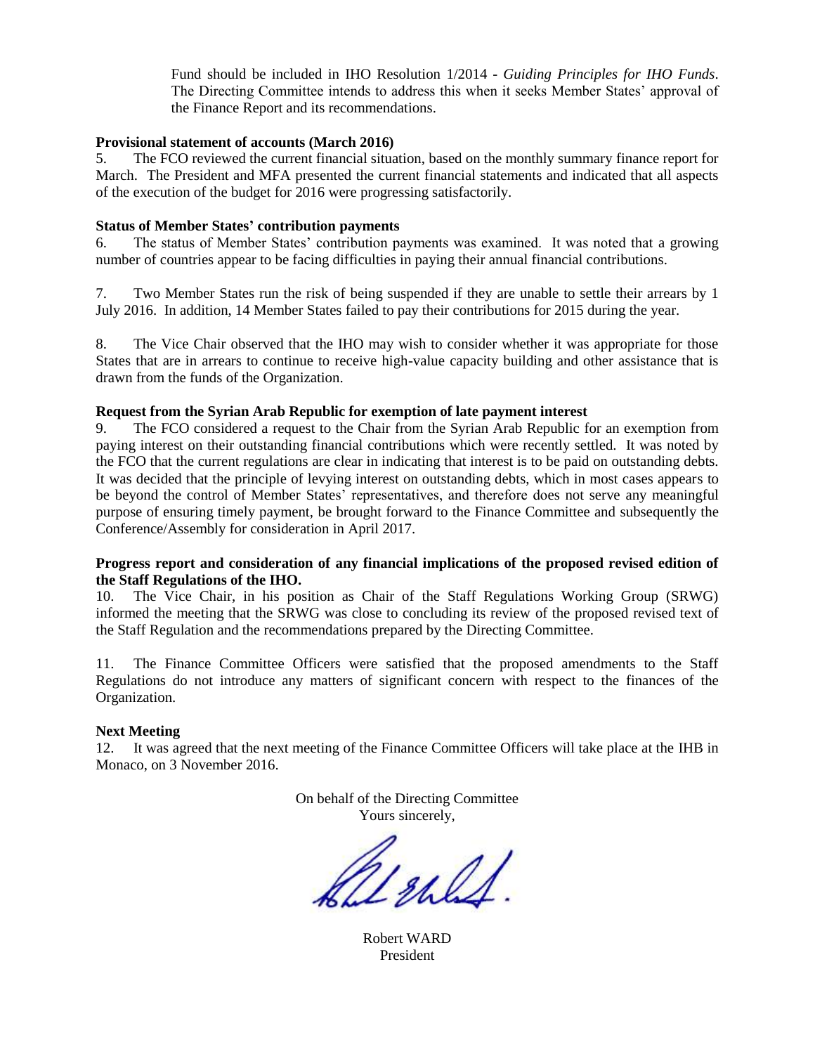Fund should be included in IHO Resolution 1/2014 - *Guiding Principles for IHO Funds*. The Directing Committee intends to address this when it seeks Member States' approval of the Finance Report and its recommendations.

**Provisional statement of accounts (March 2016)**

5. The FCO reviewed the current financial situation, based on the monthly summary finance report for March. The President and MFA presented the current financial statements and indicated that all aspects of the execution of the budget for 2016 were progressing satisfactorily.

**Status of Member States' contribution payments**

6. The status of Member States' contribution payments was examined. It was noted that a growing number of countries appear to be facing difficulties in paying their annual financial contributions.

7. Two Member States run the risk of being suspended if they are unable to settle their arrears by 1 July 2016. In addition, 14 Member States failed to pay their contributions for 2015 during the year.

8. The Vice Chair observed that the IHO may wish to consider whether it was appropriate for those States that are in arrears to continue to receive high-value capacity building and other assistance that is drawn from the funds of the Organization.

**Request from the Syrian Arab Republic for exemption of late payment interest**

9. The FCO considered a request to the Chair from the Syrian Arab Republic for an exemption from paying interest on their outstanding financial contributions which were recently settled. It was noted by the FCO that the current regulations are clear in indicating that interest is to be paid on outstanding debts. It was decided that the principle of levying interest on outstanding debts, which in most cases appears to be beyond the control of Member States' representatives, and therefore does not serve any meaningful purpose of ensuring timely payment, be brought forward to the Finance Committee and subsequently the Conference/Assembly for consideration in April 2017.

**Progress report and consideration of any financial implications of the proposed revised edition of the Staff Regulations of the IHO.**

10. The Vice Chair, in his position as Chair of the Staff Regulations Working Group (SRWG) informed the meeting that the SRWG was close to concluding its review of the proposed revised text of the Staff Regulation and the recommendations prepared by the Directing Committee.

11. The Finance Committee Officers were satisfied that the proposed amendments to the Staff Regulations do not introduce any matters of significant concern with respect to the finances of the Organization.

**Next Meeting**

12. It was agreed that the next meeting of the Finance Committee Officers will take place at the IHB in Monaco, on 3 November 2016.

On behalf of the Directing Committee
Yours sincerely,

Robert WARD
President